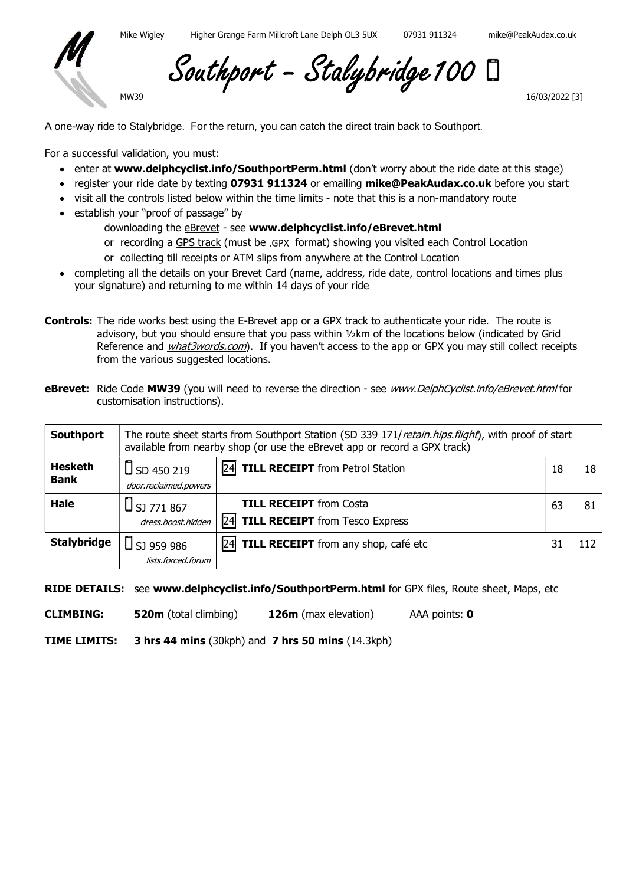Mike Wigley Higher Grange Farm Millcroft Lane Delph OL3 5UX 07931 911324 mike@PeakAudax.co.uk

# Southport – Stalybridge 100

MW39 16/03/2022 [3]

A one-way ride to Stalybridge. For the return, you can catch the direct train back to Southport.

For a successful validation, you must:

- enter at **www.delphcyclist.info/SouthportPerm.html** (don't worry about the ride date at this stage)
- register your ride date by texting **07931 911324** or emailing **mike@PeakAudax.co.uk** before you start
- visit all the controls listed below within the time limits - note that this is a non-mandatory route
- establish your "proof of passage" by
  - downloading the eBrevet - see **www.delphcyclist.info/eBrevet.html**
  - or recording a GPS track (must be .GPX format) showing you visited each Control Location
  - or collecting till receipts or ATM slips from anywhere at the Control Location
- completing all the details on your Brevet Card (name, address, ride date, control locations and times plus your signature) and returning to me within 14 days of your ride

**Controls:** The ride works best using the E-Brevet app or a GPX track to authenticate your ride. The route is advisory, but you should ensure that you pass within ½km of the locations below (indicated by Grid Reference and *what3words.com*). If you haven't access to the app or GPX you may still collect receipts from the various suggested locations.

**eBrevet:** Ride Code **MW39** (you will need to reverse the direction - see *www.DelphCyclist.info/eBrevet.html* for customisation instructions).

| | | | | |
|---|---|---|---|---|
| **Southport** | The route sheet starts from Southport Station (SD 339 171/*retain.hips.flight*), with proof of start available from nearby shop (or use the eBrevet app or record a GPX track) | | | |
| **Hesketh Bank** | SD 450 219 *door.reclaimed.powers* | 24 **TILL RECEIPT** from Petrol Station | 18 | 18 |
| **Hale** | SJ 771 867 *dress.boost.hidden* | **TILL RECEIPT** from Costa<br>24 **TILL RECEIPT** from Tesco Express | 63 | 81 |
| **Stalybridge** | SJ 959 986 *lists.forced.forum* | 24 **TILL RECEIPT** from any shop, café etc | 31 | 112 |

**RIDE DETAILS:** see **www.delphcyclist.info/SouthportPerm.html** for GPX files, Route sheet, Maps, etc

**CLIMBING:** **520m** (total climbing) **126m** (max elevation) AAA points: **0**

**TIME LIMITS:** **3 hrs 44 mins** (30kph) and **7 hrs 50 mins** (14.3kph)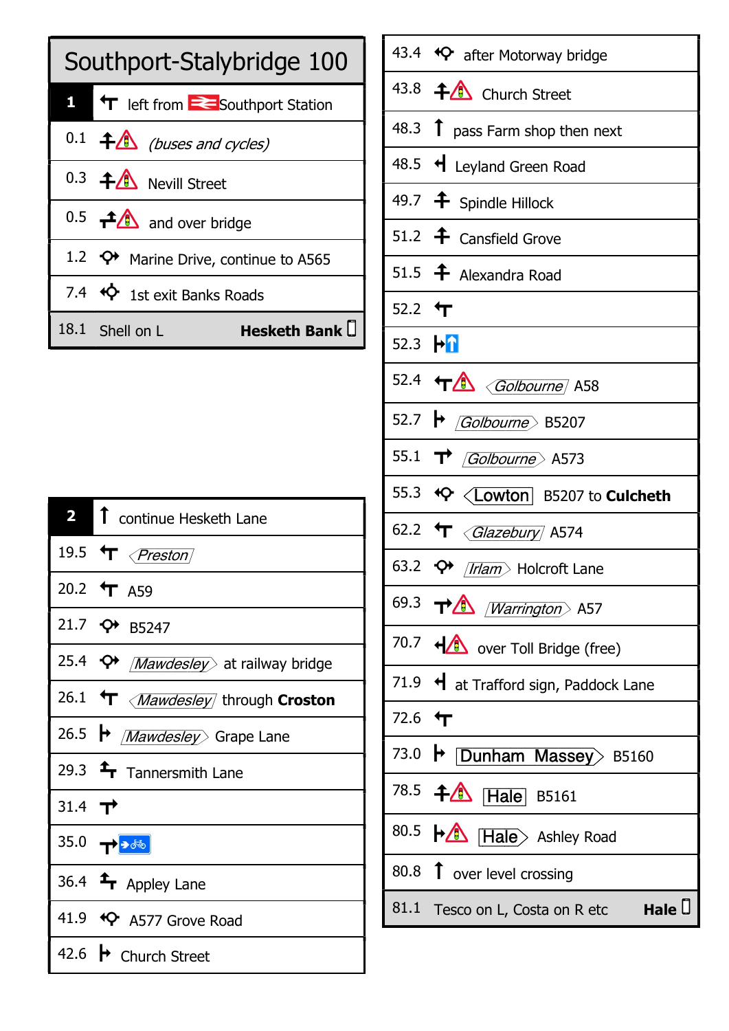# Southport-Stalybridge 100

| 1 | left from Southport Station |
|---|---|
| 0.1 | *(buses and cycles)* |
| 0.3 | Nevill Street |
| 0.5 | and over bridge |
| 1.2 | Marine Drive, continue to A565 |
| 7.4 | 1st exit Banks Roads |
| 18.1 | Shell on L **Hesketh Bank** |

| 2 | continue Hesketh Lane |
|---|---|
| 19.5 | *Preston* |
| 20.2 | A59 |
| 21.7 | B5247 |
| 25.4 | *Mawdesley* at railway bridge |
| 26.1 | *Mawdesley* through **Croston** |
| 26.5 | *Mawdesley* Grape Lane |
| 29.3 | Tannersmith Lane |
| 31.4 | |
| 35.0 | |
| 36.4 | Appley Lane |
| 41.9 | A577 Grove Road |
| 42.6 | Church Street |

| | |
|---|---|
| 43.4 | after Motorway bridge |
| 43.8 | Church Street |
| 48.3 | pass Farm shop then next |
| 48.5 | Leyland Green Road |
| 49.7 | Spindle Hillock |
| 51.2 | Cansfield Grove |
| 51.5 | Alexandra Road |
| 52.2 | |
| 52.3 | |
| 52.4 | *Golbourne* A58 |
| 52.7 | *Golbourne* B5207 |
| 55.1 | *Golbourne* A573 |
| 55.3 | Lowton B5207 to **Culcheth** |
| 62.2 | *Glazebury* A574 |
| 63.2 | *Irlam* Holcroft Lane |
| 69.3 | *Warrington* A57 |
| 70.7 | over Toll Bridge (free) |
| 71.9 | at Trafford sign, Paddock Lane |
| 72.6 | |
| 73.0 | Dunham Massey B5160 |
| 78.5 | Hale B5161 |
| 80.5 | Hale Ashley Road |
| 80.8 | over level crossing |
| 81.1 | Tesco on L, Costa on R etc **Hale** |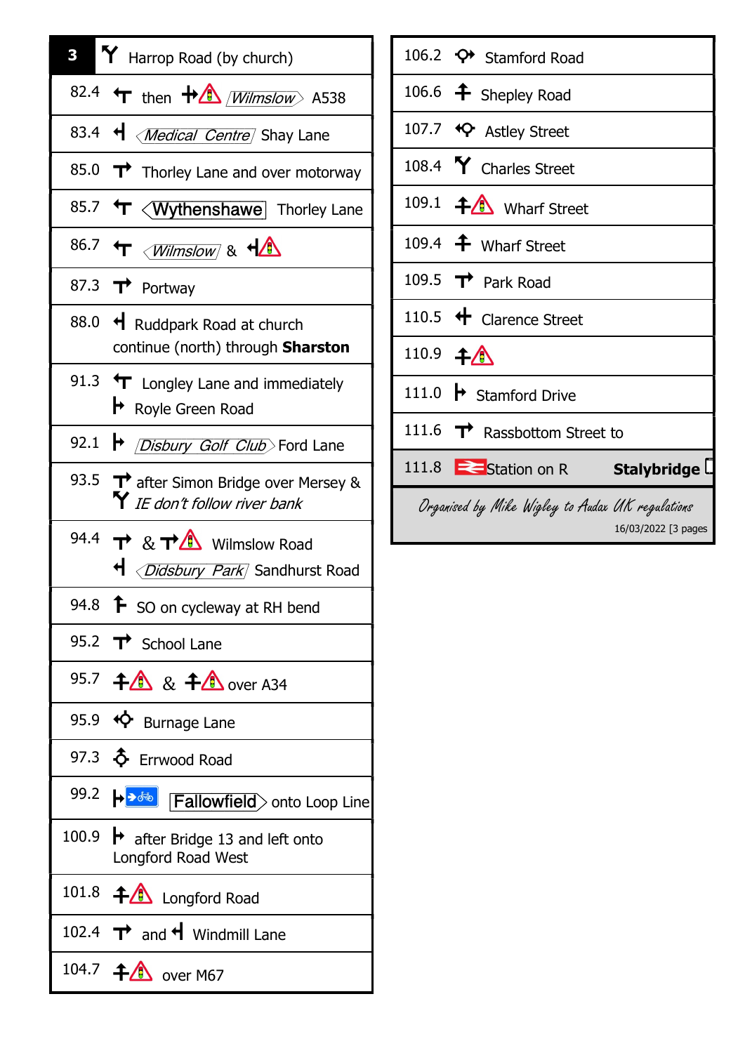| 3 | Harrop Road (by church) |
|---|---|
| 82.4 | then Wilmslow A538 |
| 83.4 | Medical Centre Shay Lane |
| 85.0 | Thorley Lane and over motorway |
| 85.7 | Wythenshawe Thorley Lane |
| 86.7 | Wilmslow & |
| 87.3 | Portway |
| 88.0 | Ruddpark Road at church continue (north) through **Sharston** |
| 91.3 | Longley Lane and immediately Royle Green Road |
| 92.1 | *Disbury Golf Club* Ford Lane |
| 93.5 | after Simon Bridge over Mersey & *IE don't follow river bank* |
| 94.4 | & Wilmslow Road Didsbury Park Sandhurst Road |
| 94.8 | SO on cycleway at RH bend |
| 95.2 | School Lane |
| 95.7 | & over A34 |
| 95.9 | Burnage Lane |
| 97.3 | Errwood Road |
| 99.2 | Fallowfield onto Loop Line |
| 100.9 | after Bridge 13 and left onto Longford Road West |
| 101.8 | Longford Road |
| 102.4 | and Windmill Lane |
| 104.7 | over M67 |
| 106.2 | Stamford Road |
| 106.6 | Shepley Road |
| 107.7 | Astley Street |
| 108.4 | Charles Street |
| 109.1 | Wharf Street |
| 109.4 | Wharf Street |
| 109.5 | Park Road |
| 110.5 | Clarence Street |
| 110.9 | |
| 111.0 | Stamford Drive |
| 111.6 | Rassbottom Street to |
| 111.8 | Station on R **Stalybridge** |

*Organised by Mike Wigley to Audax UK regulations*

16/03/2022 [3 pages